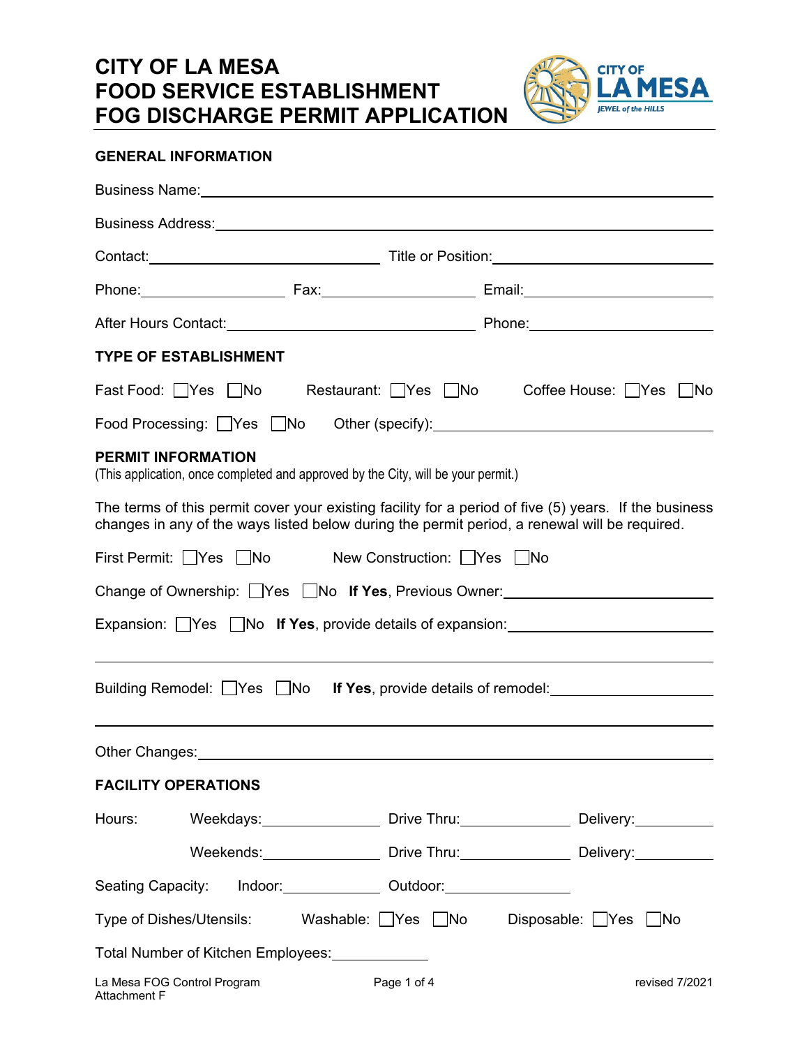# CITY OF LA MESA
# FOOD SERVICE ESTABLISHMENT
# FOG DISCHARGE PERMIT APPLICATION

## GENERAL INFORMATION

Business Name: ______________________________

Business Address: ______________________________

Contact: ____________________ Title or Position: ____________________

Phone: ______________ Fax: ______________ Email: ______________

After Hours Contact: ____________________ Phone: ______________

## TYPE OF ESTABLISHMENT

Fast Food: ☐ Yes ☐ No   Restaurant: ☐ Yes ☐ No   Coffee House: ☐ Yes ☐ No

Food Processing: ☐ Yes ☐ No   Other (specify): ____________________

## PERMIT INFORMATION

(This application, once completed and approved by the City, will be your permit.)

The terms of this permit cover your existing facility for a period of five (5) years. If the business changes in any of the ways listed below during the permit period, a renewal will be required.

First Permit: ☐ Yes ☐ No   New Construction: ☐ Yes ☐ No

Change of Ownership: ☐ Yes ☐ No **If Yes**, Previous Owner: ____________________

Expansion: ☐ Yes ☐ No **If Yes**, provide details of expansion: ____________________

______________________________

Building Remodel: ☐ Yes ☐ No **If Yes**, provide details of remodel: ____________________

______________________________

Other Changes: ______________________________

## FACILITY OPERATIONS

Hours: Weekdays: ______________ Drive Thru: ______________ Delivery: ______________

Weekends: ______________ Drive Thru: ______________ Delivery: ______________

Seating Capacity: Indoor: ______________ Outdoor: ______________

Type of Dishes/Utensils: Washable: ☐ Yes ☐ No   Disposable: ☐ Yes ☐ No

Total Number of Kitchen Employees: ______________

La Mesa FOG Control Program
Attachment F

revised 7/2021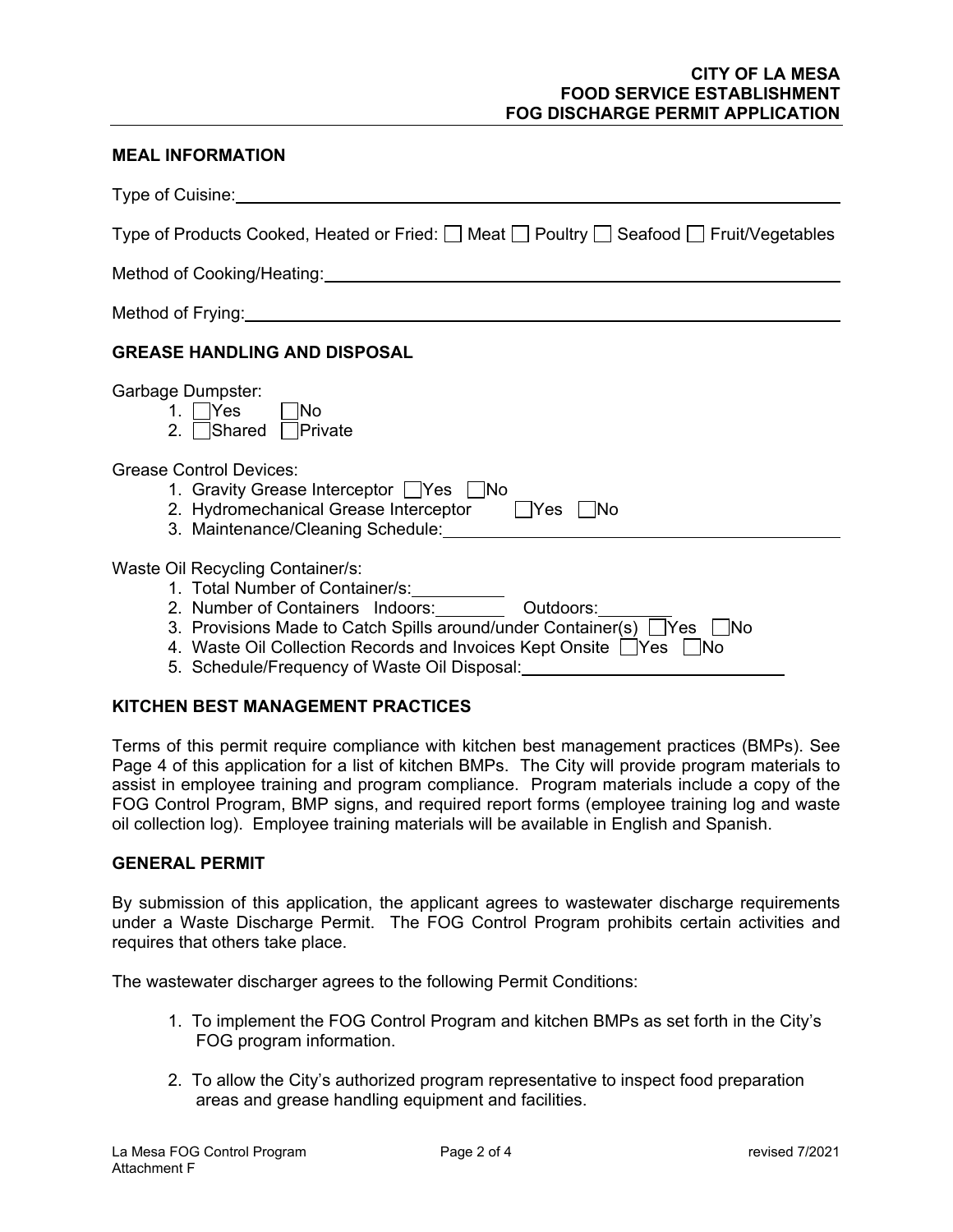## MEAL INFORMATION

Type of Cuisine: \_\_\_\_\_\_\_\_\_\_\_\_\_\_\_\_\_\_\_\_\_\_\_\_\_\_\_\_\_\_

Type of Products Cooked, Heated or Fried: ☐ Meat ☐ Poultry ☐ Seafood ☐ Fruit/Vegetables

Method of Cooking/Heating: \_\_\_\_\_\_\_\_\_\_\_\_\_\_\_\_\_\_\_\_\_\_\_\_\_\_\_\_\_\_

Method of Frying: \_\_\_\_\_\_\_\_\_\_\_\_\_\_\_\_\_\_\_\_\_\_\_\_\_\_\_\_\_\_

## GREASE HANDLING AND DISPOSAL

Garbage Dumpster:

1. ☐ Yes ☐ No
2. ☐ Shared ☐ Private

Grease Control Devices:

1. Gravity Grease Interceptor ☐ Yes ☐ No
2. Hydromechanical Grease Interceptor ☐ Yes ☐ No
3. Maintenance/Cleaning Schedule: \_\_\_\_\_\_\_\_\_\_\_\_\_\_\_\_\_\_\_\_

Waste Oil Recycling Container/s:

1. Total Number of Container/s: \_\_\_\_\_\_\_\_
2. Number of Containers Indoors: \_\_\_\_\_\_\_\_ Outdoors: \_\_\_\_\_\_\_\_
3. Provisions Made to Catch Spills around/under Container(s) ☐ Yes ☐ No
4. Waste Oil Collection Records and Invoices Kept Onsite ☐ Yes ☐ No
5. Schedule/Frequency of Waste Oil Disposal: \_\_\_\_\_\_\_\_\_\_\_\_\_\_\_\_\_\_\_\_

## KITCHEN BEST MANAGEMENT PRACTICES

Terms of this permit require compliance with kitchen best management practices (BMPs). See Page 4 of this application for a list of kitchen BMPs. The City will provide program materials to assist in employee training and program compliance. Program materials include a copy of the FOG Control Program, BMP signs, and required report forms (employee training log and waste oil collection log). Employee training materials will be available in English and Spanish.

## GENERAL PERMIT

By submission of this application, the applicant agrees to wastewater discharge requirements under a Waste Discharge Permit. The FOG Control Program prohibits certain activities and requires that others take place.

The wastewater discharger agrees to the following Permit Conditions:

1. To implement the FOG Control Program and kitchen BMPs as set forth in the City's FOG program information.

2. To allow the City's authorized program representative to inspect food preparation areas and grease handling equipment and facilities.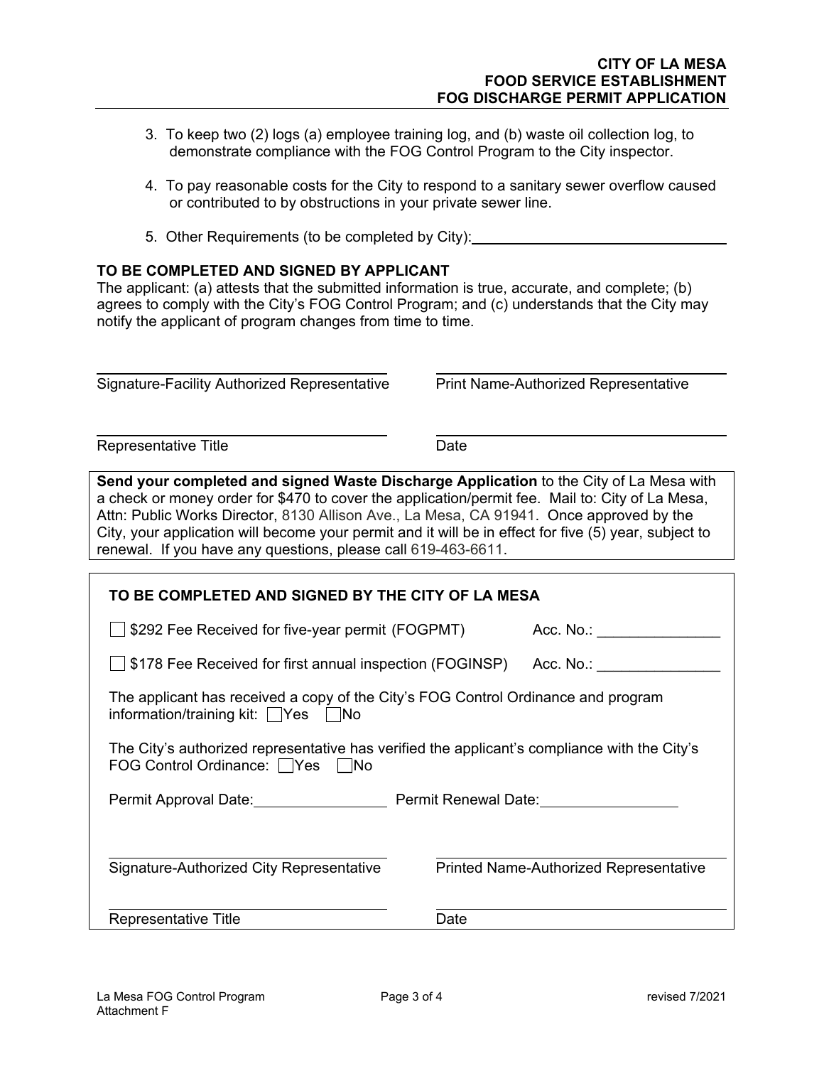3. To keep two (2) logs (a) employee training log, and (b) waste oil collection log, to demonstrate compliance with the FOG Control Program to the City inspector.

4. To pay reasonable costs for the City to respond to a sanitary sewer overflow caused or contributed to by obstructions in your private sewer line.

5. Other Requirements (to be completed by City): ______________________________

**TO BE COMPLETED AND SIGNED BY APPLICANT**

The applicant: (a) attests that the submitted information is true, accurate, and complete; (b) agrees to comply with the City's FOG Control Program; and (c) understands that the City may notify the applicant of program changes from time to time.

______________________________ ______________________________
Signature-Facility Authorized Representative Print Name-Authorized Representative

______________________________ ______________________________
Representative Title Date

**Send your completed and signed Waste Discharge Application** to the City of La Mesa with a check or money order for $470 to cover the application/permit fee. Mail to: City of La Mesa, Attn: Public Works Director, 8130 Allison Ave., La Mesa, CA 91941. Once approved by the City, your application will become your permit and it will be in effect for five (5) year, subject to renewal. If you have any questions, please call 619-463-6611.

**TO BE COMPLETED AND SIGNED BY THE CITY OF LA MESA**

☐ $292 Fee Received for five-year permit (FOGPMT) Acc. No.: _______________

☐ $178 Fee Received for first annual inspection (FOGINSP) Acc. No.: _______________

The applicant has received a copy of the City's FOG Control Ordinance and program information/training kit: ☐Yes ☐No

The City's authorized representative has verified the applicant's compliance with the City's FOG Control Ordinance: ☐Yes ☐No

Permit Approval Date:________________ Permit Renewal Date:________________

______________________________ ______________________________
Signature-Authorized City Representative Printed Name-Authorized Representative

______________________________ ______________________________
Representative Title Date

La Mesa FOG Control Program
Attachment F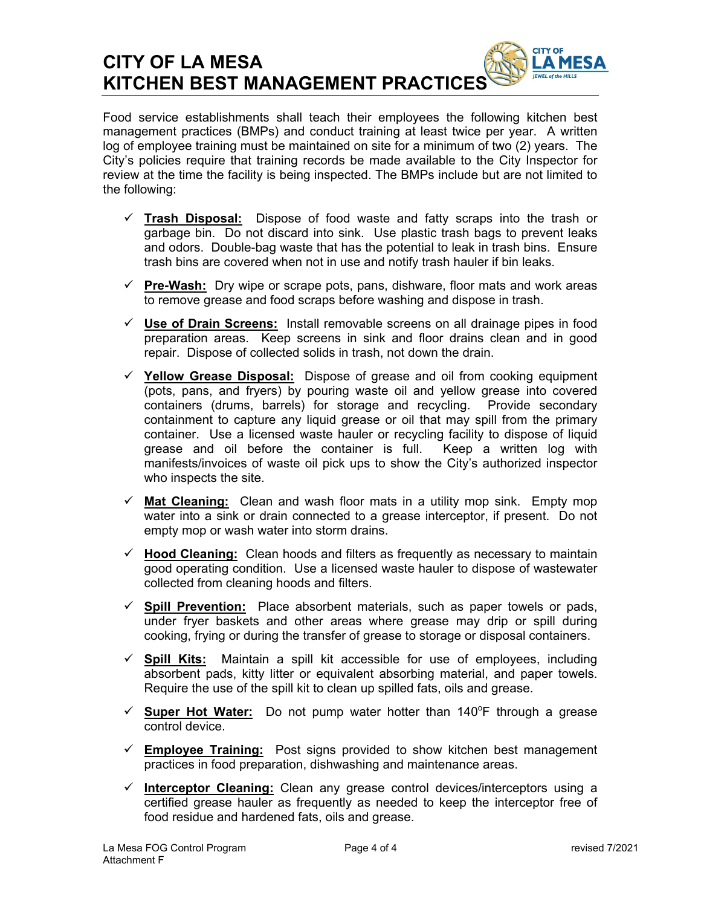# CITY OF LA MESA
# KITCHEN BEST MANAGEMENT PRACTICES

Food service establishments shall teach their employees the following kitchen best management practices (BMPs) and conduct training at least twice per year. A written log of employee training must be maintained on site for a minimum of two (2) years. The City's policies require that training records be made available to the City Inspector for review at the time the facility is being inspected. The BMPs include but are not limited to the following:

- ✓ **Trash Disposal:** Dispose of food waste and fatty scraps into the trash or garbage bin. Do not discard into sink. Use plastic trash bags to prevent leaks and odors. Double-bag waste that has the potential to leak in trash bins. Ensure trash bins are covered when not in use and notify trash hauler if bin leaks.
- ✓ **Pre-Wash:** Dry wipe or scrape pots, pans, dishware, floor mats and work areas to remove grease and food scraps before washing and dispose in trash.
- ✓ **Use of Drain Screens:** Install removable screens on all drainage pipes in food preparation areas. Keep screens in sink and floor drains clean and in good repair. Dispose of collected solids in trash, not down the drain.
- ✓ **Yellow Grease Disposal:** Dispose of grease and oil from cooking equipment (pots, pans, and fryers) by pouring waste oil and yellow grease into covered containers (drums, barrels) for storage and recycling. Provide secondary containment to capture any liquid grease or oil that may spill from the primary container. Use a licensed waste hauler or recycling facility to dispose of liquid grease and oil before the container is full. Keep a written log with manifests/invoices of waste oil pick ups to show the City's authorized inspector who inspects the site.
- ✓ **Mat Cleaning:** Clean and wash floor mats in a utility mop sink. Empty mop water into a sink or drain connected to a grease interceptor, if present. Do not empty mop or wash water into storm drains.
- ✓ **Hood Cleaning:** Clean hoods and filters as frequently as necessary to maintain good operating condition. Use a licensed waste hauler to dispose of wastewater collected from cleaning hoods and filters.
- ✓ **Spill Prevention:** Place absorbent materials, such as paper towels or pads, under fryer baskets and other areas where grease may drip or spill during cooking, frying or during the transfer of grease to storage or disposal containers.
- ✓ **Spill Kits:** Maintain a spill kit accessible for use of employees, including absorbent pads, kitty litter or equivalent absorbing material, and paper towels. Require the use of the spill kit to clean up spilled fats, oils and grease.
- ✓ **Super Hot Water:** Do not pump water hotter than 140°F through a grease control device.
- ✓ **Employee Training:** Post signs provided to show kitchen best management practices in food preparation, dishwashing and maintenance areas.
- ✓ **Interceptor Cleaning:** Clean any grease control devices/interceptors using a certified grease hauler as frequently as needed to keep the interceptor free of food residue and hardened fats, oils and grease.